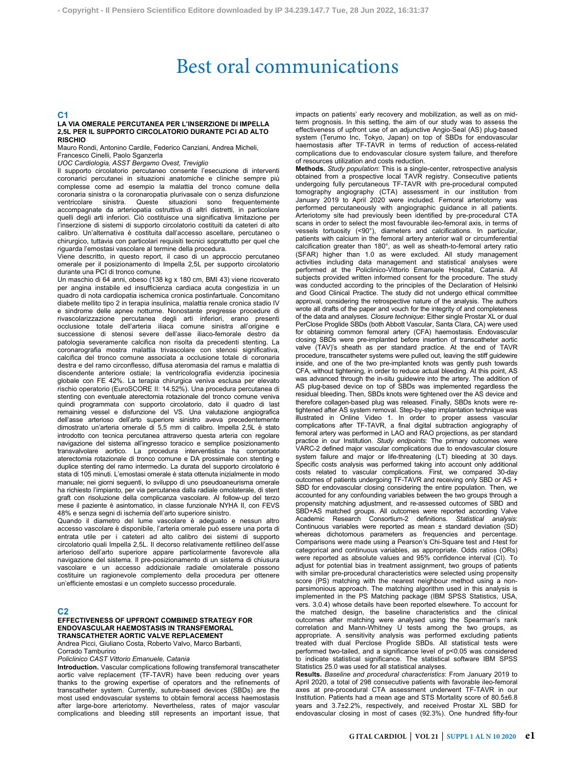# Best oral communications

## C1

### LA VIA OMERALE PERCUTANEA PER L'INSERZIONE DI IMPELLA 2,5L PER IL SUPPORTO CIRCOLATORIO DURANTE PCI AD ALTO RISCHIO

Mauro Rondi, Antonino Cardile, Federico Canziani, Andrea Micheli, Francesco Cinelli, Paolo Sganzerla

*UOC Cardiologia, ASST Bergamo Ovest, Treviglio*

Il supporto circolatorio percutaneo consente l'esecuzione di interventi coronarici percutanei in situazioni anatomiche e cliniche sempre più complesse come ad esempio la malattia del tronco comune della coronaria sinistra o la coronaropatia plurivasale con o senza disfunzione ventricolare sinistra. Queste situazioni sono frequentemente accompagnate da arteriopatia ostruttiva di altri distretti, in particolare quelli degli arti inferiori. Ciò costituisce una significativa limitazione per l'inserzione di sistemi di supporto circolatorio costituiti da cateteri di alto calibro. Un'alternativa è costituita dall'accesso ascellare, percutaneo o chirurgico, tuttavia con particolari requisiti tecnici soprattutto per quel che riguarda l'emostasi vascolare al termine della procedura.

Viene descritto, in questo report, il caso di un approccio percutaneo omerale per il posizionamento di Impella 2,5L per supporto circolatorio durante una PCI di tronco comune.

Un maschio di 64 anni, obeso (138 kg x 180 cm, BMI 43) viene ricoverato per angina instabile ed insufficienza cardiaca acuta congestizia in un quadro di nota cardiopatia ischemica cronica postinfartuale. Concomitano diabete mellito tipo 2 in terapia insulinica, malattia renale cronica stadio IV e sindrome delle apnee notturne. Nonostante pregresse procedure di rivascolarizzazione percutanea degli arti inferiori, erano presenti occlusione totale dell'arteria iliaca comune sinistra all'origine e successione di stenosi severe dell'asse iliaco-femorale destro da patologia severamente calcifica non risolta da precedenti stenting. La coronarografia mostra malattia trivascolare con stenosi significativa, calcifica del tronco comune associata a occlusione totale di coronaria destra e del ramo circonflesso, diffusa ateromasia del ramus e malattia di discendente anteriore ostiale; la ventricolografia evidenzia ipocinesia globale con FE 42%. La terapia chirurgica veniva esclusa per elevato rischio operatorio (EuroSCORE II: 14.52%). Una procedura percutanea di stenting con eventuale aterectomia rotazionale del tronco comune veniva quindi programmata con supporto circolatorio, dato il quadro di last remaining vessel e disfunzione del VS. Una valutazione angiografica dell'asse arterioso dell'arto superiore sinistro aveva precedentemente dimostrato un'arteria omerale di 5,5 mm di calibro. Impella 2,5L è stato introdotto con tecnica percutanea attraverso questa arteria con regolare navigazione del sistema all'ingresso toracico e semplice posizionamento transvalvolare aortico. La procedura interventistica ha comportato aterectomia rotazionale di tronco comune e DA prossimale con stenting e duplice stenting del ramo intermedio. La durata del supporto circolatorio è stata di 105 minuti. L'emostasi omerale è stata ottenuta inizialmente in modo manuale; nei giorni seguenti, lo sviluppo di uno pseudoaneurisma omerale ha richiesto l'impianto, per via percutanea dalla radiale omolaterale, di stent graft con risoluzione della complicanza vascolare. Al follow-up del terzo mese il paziente è asintomatico, in classe funzionale NYHA II, con FEVS 48% e senza segni di ischemia dell'arto superiore sinistro.

Quando il diametro del lume vascolare è adeguato e nessun altro accesso vascolare è disponibile, l'arteria omerale può essere una porta di entrata utile per i cateteri ad alto calibro dei sistemi di supporto circolatorio quali Impella 2,5L. Il decorso relativamente rettilineo dell'asse arterioso dell'arto superiore appare particolarmente favorevole alla navigazione del sistema. Il pre-posizionamento di un sistema di chiusura vascolare e un accesso addizionale radiale omolaterale possono costituire un ragionevole complemento della procedura per ottenere un'efficiente emostasi e un completo successo procedurale.

## C2

### EFFECTIVENESS OF UPFRONT COMBINED STRATEGY FOR ENDOVASCULAR HAEMOSTASIS IN TRANSFEMORAL TRANSCATHETER AORTIC VALVE REPLACEMENT

Andrea Picci, Giuliano Costa, Roberto Valvo, Marco Barbanti, Corrado Tamburino

*Policlinico CAST Vittorio Emanuele, Catania*

**Introduction.** Vascular complications following transfemoral transcatheter aortic valve replacement (TF-TAVR) have been reducing over years thanks to the growing expertise of operators and the refinements of transcatheter system. Currently, suture-based devices (SBDs) are the most used endovascular systems to obtain femoral access haemostasis after large-bore arteriotomy. Nevertheless, rates of major vascular complications and bleeding still represents an important issue, that impacts on patients' early recovery and mobilization, as well as on mid-term prognosis. In this setting, the aim of our study was to assess the effectiveness of upfront use of an adjunctive Angio-Seal (AS) plug-based system (Terumo Inc, Tokyo, Japan) on top of SBDs for endovascular haemostasis after TF-TAVR in terms of reduction of access-related complications due to endovascular closure system failure, and therefore of resources utilization and costs reduction.

**Methods.** *Study population*: This is a single-center, retrospective analysis obtained from a prospective local TAVR registry. Consecutive patients undergoing fully percutaneous TF-TAVR with pre-procedural computed tomography angiography (CTA) assessment in our institution from January 2019 to April 2020 were included. Femoral arteriotomy was performed percutaneously with angiographic guidance in all patients. Arteriotomy site had previously been identified by pre-procedural CTA scans in order to select the most favourable ileo-femoral axis, in terms of vessels tortuosity (<90°), diameters and calcifications. In particular, patients with calcium in the femoral artery anterior wall or circumferential calcification greater than 180°, as well as sheath-to-femoral artery ratio (SFAR) higher than 1.0 as were excluded. All study management activities including data management and statistical analyses were performed at the Policlinico-Vittorio Emanuele Hospital, Catania. All subjects provided written informed consent for the procedure. The study was conducted according to the principles of the Declaration of Helsinki and Good Clinical Practice. The study did not undergo ethical committee approval, considering the retrospective nature of the analysis. The authors wrote all drafts of the paper and vouch for the integrity of and completeness of the data and analyses. *Closure technique*: Either single Prostar XL or dual PerClose Proglide SBDs (both Abbott Vascular, Santa Clara, CA) were used for obtaining common femoral artery (CFA) haemostasis. Endovascular closing SBDs were pre-implanted before insertion of transcatheter aortic valve (TAV)'s sheath as per standard practice. At the end of TAVR procedure, transcatheter systems were pulled out, leaving the stiff guidewire inside, and one of the two pre-implanted knots was gently push towards CFA, without tightening, in order to reduce actual bleeding. At this point, AS was advanced through the in-situ guidewire into the artery. The addition of AS plug-based device on top of SBDs was implemented regardless the residual bleeding. Then, SBDs knots were tightened over the AS device and therefore collagen-based plug was released. Finally, SBDs knots were re-tightened after AS system removal. Step-by-step implantation technique was illustrated in Online Video 1. In order to proper assess vascular complications after TF-TAVR, a final digital subtraction angiography of femoral artery was performed in LAO and RAO projections, as per standard practice in our Institution. *Study endpoints*: The primary outcomes were VARC-2 defined major vascular complications due to endovascular closure system failure and major or life-threatening (LT) bleeding at 30 days. Specific costs analysis was performed taking into account only additional costs related to vascular complications. First, we compared 30-day outcomes of patients undergoing TF-TAVR and receiving only SBD or AS + SBD for endovascular closing considering the entire population. Then, we accounted for any confounding variables between the two groups through a propensity matching adjustment, and re-assessed outcomes of SBD and SBD+AS matched groups. All outcomes were reported according Valve Academic Research Consortium-2 definitions. *Statistical analysis*: Continuous variables were reported as mean ± standard deviation (SD) whereas dichotomous parameters as frequencies and percentage. Comparisons were made using a Pearson's Chi-Square test and *t*-test for categorical and continuous variables, as appropriate. Odds ratios (ORs) were reported as absolute values and 95% confidence interval (CI). To adjust for potential bias in treatment assignment, two groups of patients with similar pre-procedural characteristics were selected using propensity score (PS) matching with the nearest neighbour method using a non-parsimonious approach. The matching algorithm used in this analysis is implemented in the PS Matching package (IBM SPSS Statistics, USA, vers. 3.0.4) whose details have been reported elsewhere. To account for the matched design, the baseline characteristics and the clinical outcomes after matching were analysed using the Spearman's rank correlation and Mann-Whitney U tests among the two groups, as appropriate. A sensitivity analysis was performed excluding patients treated with dual Perclose Proglide SBDs. All statistical tests were performed two-tailed, and a significance level of $p<0.05$ was considered to indicate statistical significance. The statistical software IBM SPSS Statistics 25.0 was used for all statistical analyses.

**Results.** *Baseline and procedural characteristics*: From January 2019 to April 2020, a total of 298 consecutive patients with favorable ileo-femoral axes at pre-procedural CTA assessment underwent TF-TAVR in our Institution. Patients had a mean age and STS Mortality score of 80.5±6.8 years and 3.7±2.2%, respectively, and received Prostar XL SBD for endovascular closing in most of cases (92.3%). One hundred fifty-four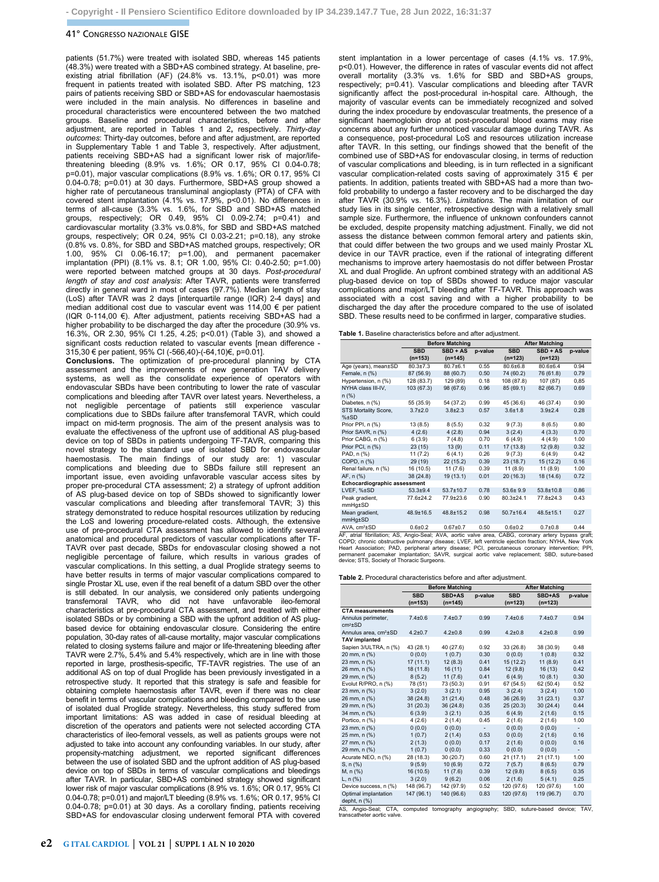patients (51.7%) were treated with isolated SBD, whereas 145 patients (48.3%) were treated with a SBD+AS combined strategy. At baseline, pre-existing atrial fibrillation (AF) (24.8% vs. 13.1%, p<0.01) was more frequent in patients treated with isolated SBD. After PS matching, 123 pairs of patients receiving SBD or SBD+AS for endovascular haemostasis were included in the main analysis. No differences in baseline and procedural characteristics were encountered between the two matched groups. Baseline and procedural characteristics, before and after adjustment, are reported in Tables 1 and 2**,** respectively. *Thirty-day outcomes*: Thirty-day outcomes, before and after adjustment, are reported in Supplementary Table 1 and Table 3, respectively. After adjustment, patients receiving SBD+AS had a significant lower risk of major/life-threatening bleeding (8.9% vs. 1.6%; OR 0.17, 95% CI 0.04-0.78; p=0.01), major vascular complications (8.9% vs. 1.6%; OR 0.17, 95% CI 0.04-0.78; p=0.01) at 30 days. Furthermore, SBD+AS group showed a higher rate of percutaneous transluminal angioplasty (PTA) of CFA with covered stent implantation (4.1% vs. 17.9%, p<0.01). No differences in terms of all-cause (3.3% vs. 1.6%, for SBD and SBD+AS matched groups, respectively; OR 0.49, 95% CI 0.09-2.74; p=0.41) and cardiovascular mortality (3.3% vs.0.8%, for SBD and SBD+AS matched groups, respectively; OR 0.24, 95% CI 0.03-2.21; p=0.18), any stroke (0.8% vs. 0.8%, for SBD and SBD+AS matched groups, respectively; OR 1.00, 95% CI 0.06-16.17; p=1.00), and permanent pacemaker implantation (PPI) (8.1% vs. 8.1; OR 1.00, 95% CI: 0.40-2.50; p=1.00) were reported between matched groups at 30 days. *Post-procedural length of stay and cost analysis*: After TAVR, patients were transferred directly in general ward in most of cases (97.7%). Median length of stay (LoS) after TAVR was 2 days [interquartile range (IQR) 2-4 days] and median additional cost due to vascular event was 114,00 € per patient (IQR 0-114,00 €). After adjustment, patients receiving SBD+AS had a higher probability to be discharged the day after the procedure (30.9% vs. 16.3%, OR 2.30, 95% CI 1.25, 4.25; p<0.01) (Table 3), and showed a significant costs reduction related to vascular events [mean difference -315,30 € per patient, 95% CI (-566,40)-(-64,10)€, p=0.01].

**Conclusions.** The optimization of pre-procedural planning by CTA assessment and the improvements of new generation TAV delivery systems, as well as the consolidate experience of operators with endovascular SBDs have been contributing to lower the rate of vascular complications and bleeding after TAVR over latest years. Nevertheless, a not negligible percentage of patients still experience vascular complications due to SBDs failure after transfemoral TAVR, which could impact on mid-term prognosis. The aim of the present analysis was to evaluate the effectiveness of the upfront use of additional AS plug-based device on top of SBDs in patients undergoing TF-TAVR, comparing this novel strategy to the standard use of isolated SBD for endovascular haemostasis. The main findings of our study are: 1) vascular complications and bleeding due to SBDs failure still represent an important issue, even avoiding unfavorable vascular access sites by proper pre-procedural CTA assessment; 2) a strategy of upfront addition of AS plug-based device on top of SBDs showed to significantly lower vascular complications and bleeding after transfemoral TAVR; 3) this strategy demonstrated to reduce hospital resources utilization by reducing the LoS and lowering procedure-related costs. Although, the extensive use of pre-procedural CTA assessment has allowed to identify several anatomical and procedural predictors of vascular complications after TF-TAVR over past decade, SBDs for endovascular closing showed a not negligible percentage of failure, which results in various grades of vascular complications. In this setting, a dual Proglide strategy seems to have better results in terms of major vascular complications compared to single Prostar XL use, even if the real benefit of a datum SBD over the other is still debated. In our analysis, we considered only patients undergoing transfemoral TAVR, who did not have unfavorable ileo-femoral characteristics at pre-procedural CTA assessment, and treated with either isolated SBDs or by combining a SBD with the upfront addition of AS plug-based device for obtaining endovascular closure. Considering the entire population, 30-day rates of all-cause mortality, major vascular complications related to closing systems failure and major or life-threatening bleeding after TAVR were 2.7%, 5.4% and 5.4% respectively, which are in line with those reported in large, prosthesis-specific, TF-TAVR registries. The use of an additional AS on top of dual Proglide has been previously investigated in a retrospective study. It reported that this strategy is safe and feasible for obtaining complete haemostasis after TAVR, even if there was no clear benefit in terms of vascular complications and bleeding compared to the use of isolated dual Proglide strategy. Nevertheless, this study suffered from important limitations: AS was added in case of residual bleeding at discretion of the operators and patients were not selected according CTA characteristics of ileo-femoral vessels, as well as patients groups were not adjusted to take into account any confounding variables. In our study, after propensity-matching adjustment, we reported significant differences between the use of isolated SBD and the upfront addition of AS plug-based device on top of SBDs in terms of vascular complications and bleedings after TAVR. In particular, SBD+AS combined strategy showed significant lower risk of major vascular complications (8.9% vs. 1.6%; OR 0.17, 95% CI 0.04-0.78; p=0.01) and major/LT bleeding (8.9% vs. 1.6%; OR 0.17, 95% CI 0.04-0.78; p=0.01) at 30 days. As a corollary finding, patients receiving SBD+AS for endovascular closing underwent femoral PTA with covered stent implantation in a lower percentage of cases (4.1% vs. 17.9%, p<0.01). However, the difference in rates of vascular events did not affect overall mortality (3.3% vs. 1.6% for SBD and SBD+AS groups, respectively; p=0.41). Vascular complications and bleeding after TAVR significantly affect the post-procedural in-hospital care. Although, the majority of vascular events can be immediately recognized and solved during the index procedure by endovascular treatments, the presence of a significant haemoglobin drop at post-procedural blood exams may rise concerns about any further unnoticed vascular damage during TAVR. As a consequence, post-procedural LoS and resources utilization increase after TAVR. In this setting, our findings showed that the benefit of the combined use of SBD+AS for endovascular closing, in terms of reduction of vascular complications and bleeding, is in turn reflected in a significant vascular complication-related costs saving of approximately 315 € per patients. In addition, patients treated with SBD+AS had a more than two-fold probability to undergo a faster recovery and to be discharged the day after TAVR (30.9% vs. 16.3%). *Limitations.* The main limitation of our study lies in its single center, retrospective design with a relatively small sample size. Furthermore, the influence of unknown confounders cannot be excluded, despite propensity matching adjustment. Finally, we did not assess the distance between common femoral artery and patients skin, that could differ between the two groups and we used mainly Prostar XL device in our TAVR practice, even if the rational of integrating different mechanisms to improve artery haemostasis do not differ between Prostar XL and dual Proglide. An upfront combined strategy with an additional AS plug-based device on top of SBDs showed to reduce major vascular complications and major/LT bleeding after TF-TAVR. This approach was associated with a cost saving and with a higher probability to be discharged the day after the procedure compared to the use of isolated SBD. These results need to be confirmed in larger, comparative studies.

**Table 1.** Baseline characteristics before and after adjustment.

| | Before Matching | | | After Matching | | |
|---|---|---|---|---|---|---|
| | SBD (n=153) | SBD + AS (n=145) | p-value | SBD (n=123) | SBD + AS (n=123) | p-value |
| Age (years), mean±SD | 80.3±7.3 | 80.7±6.1 | 0.55 | 80.6±6.8 | 80.6±6.4 | 0.94 |
| Female, n (%) | 87 (56.9) | 88 (60.7) | 0.50 | 74 (60.2) | 76 (61.8) | 0.79 |
| Hypertension, n (%) | 128 (83.7) | 129 (89) | 0.18 | 108 (87.8) | 107 (87) | 0,85 |
| NYHA class III-IV, n (%) | 103 (67.3) | 98 (67.6) | 0.96 | 85 (69.1) | 82 (66.7) | 0.69 |
| Diabetes, n (%) | 55 (35.9) | 54 (37.2) | 0.99 | 45 (36.6) | 46 (37.4) | 0.90 |
| STS Mortality Score, %±SD | 3.7±2.0 | 3.8±2.3 | 0.57 | 3.6±1.8 | 3.9±2.4 | 0.28 |
| Prior PPI, n (%) | 13 (8.5) | 8 (5.5) | 0.32 | 9 (7.3) | 8 (6.5) | 0.80 |
| Prior SAVR, n (%) | 4 (2.6) | 4 (2.8) | 0.94 | 3 (2.4) | 4 (3.3) | 0.70 |
| Prior CABG, n (%) | 6 (3.9) | 7 (4.8) | 0.70 | 6 (4.9) | 4 (4.9) | 1.00 |
| Prior PCI, n (%) | 23 (15) | 13 (9) | 0.11 | 17 (13.8) | 12 (9.8) | 0.32 |
| PAD, n (%) | 11 (7.2) | 6 (4.1) | 0.26 | 9 (7.3) | 6 (4.9) | 0.42 |
| COPD, n (%) | 29 (19) | 22 (15.2) | 0.39 | 23 (18.7) | 15 (12.2) | 0.16 |
| Renal failure, n (%) | 16 (10.5) | 11 (7.6) | 0.39 | 11 (8.9) | 11 (8.9) | 1.00 |
| AF, n (%) | 38 (24.8) | 19 (13.1) | 0.01 | 20 (16.3) | 18 (14.6) | 0.72 |
| **Echocardiographic assessment** | | | | | | |
| LVEF, %±SD | 53.3±9.4 | 53.7±10.7 | 0.78 | 53.6± 9.9 | 53.8±10.8 | 0.86 |
| Peak gradient, mmHg±SD | 77.6±24.2 | 77.9±23.6 | 0.90 | 80.3±24.1 | 77.8±24.3 | 0.44 |
| Mean gradient, mmHg±SD | 48.9±16.5 | 48.8±15.2 | 0.98 | 50.7±16.4 | 48.5±15.1 | 0.27 |
| AVA, cm²±SD | 0.6±0.2 | 0.67±0.7 | 0.50 | 0.6±0.2 | 0.7±0.8 | 0.44 |

AF, atrial fibrillation; AS, Angio-Seal; AVA, aortic valve area, CABG, coronary artery bypass graft; COPD, chronic obstructive pulmonary disease; LVEF, left ventricle ejection fraction; NYHA, New York Heart Association; PAD, peripheral artery disease; PCI, percutaneous coronary intervention; PPI, permanent pacemaker implantation; SAVR, surgical aortic valve replacement; SBD, suture-based device; STS, Society of Thoracic Surgeons.

**Table 2.** Procedural characteristics before and after adjustment.

| | Before Matching | | | After Matching | | |
|---|---|---|---|---|---|---|
| | SBD (n=153) | SBD+AS (n=145) | p-value | SBD (n=123) | SBD+AS (n=123) | p-value |
| **CTA measurements** | | | | | | |
| Annulus perimeter, cm²±SD | 7.4±0.6 | 7.4±0.7 | 0.99 | 7.4±0.6 | 7.4±0.7 | 0.94 |
| Annulus area, cm²±SD | 4.2±0.7 | 4.2±0.8 | 0.99 | 4.2±0.8 | 4.2±0.8 | 0.99 |
| **TAV implanted** | | | | | | |
| Sapien 3/ULTRA, n (%) | 43 (28.1) | 40 (27.6) | 0.92 | 33 (26.8) | 38 (30.9) | 0.48 |
| 20 mm, n (%) | 0 (0.0) | 1 (0.7) | 0.30 | 0 (0.0) | 1 (0.8) | 0.32 |
| 23 mm, n (%) | 17 (11.1) | 12 (8.3) | 0.41 | 15 (12.2) | 11 (8.9) | 0.41 |
| 26 mm, n (%) | 18 (11.8) | 16 (11) | 0.84 | 12 (9.8) | 16 (13) | 0.42 |
| 29 mm, n (%) | 8 (5.2) | 11 (7.6) | 0.41 | 6 (4.9) | 10 (8.1) | 0.30 |
| Evolut R/PRO, n (%) | 78 (51) | 73 (50.3) | 0.91 | 67 (54.5) | 62 (50.4) | 0.52 |
| 23 mm, n (%) | 3 (2.0) | 3 (2.1) | 0.95 | 3 (2.4) | 3 (2.4) | 1.00 |
| 26 mm, n (%) | 38 (24.8) | 31 (21.4) | 0.48 | 36 (26.9) | 31 (23.1) | 0.37 |
| 29 mm, n (%) | 31 (20.3) | 36 (24.8) | 0.35 | 25 (20.3) | 30 (24.4) | 0.44 |
| 34 mm, n (%) | 6 (3.9) | 3 (2.1) | 0.35 | 6 (4.9) | 2 (1.6) | 0.15 |
| Portico, n (%) | 4 (2.6) | 2 (1.4) | 0.45 | 2 (1.6) | 2 (1.6) | 1.00 |
| 23 mm, n (%) | 0 (0.0) | 0 (0.0) | - | 0 (0.0) | 0 (0.0) | - |
| 25 mm, n (%) | 1 (0.7) | 2 (1.4) | 0.53 | 0 (0.0) | 2 (1.6) | 0.16 |
| 27 mm, n (%) | 2 (1.3) | 0 (0.0) | 0.17 | 2 (1.6) | 0 (0.0) | 0.16 |
| 29 mm, n (%) | 1 (0.7) | 0 (0.0) | 0.33 | 0 (0.0) | 0 (0.0) | - |
| Acurate NEO, n (%) | 28 (18.3) | 30 (20.7) | 0.60 | 21 (17.1) | 21 (17.1) | 1.00 |
| S, n (%) | 9 (5.9) | 10 (6.9) | 0.72 | 7 (5.7) | 8 (6.5) | 0.79 |
| M, n (%) | 16 (10.5) | 11 (7.6) | 0.39 | 12 (9.8) | 8 (6.5) | 0.35 |
| L, n (%) | 3 (2.0) | 9 (6.2) | 0.06 | 2 (1.6) | 5 (4.1) | 0.25 |
| Device success, n (%) | 148 (96.7) | 142 (97.9) | 0.52 | 120 (97.6) | 120 (97.6) | 1.00 |
| Optimal implantation depht, n (%) | 147 (96.1) | 140 (96.6) | 0.83 | 120 (97.6) | 119 (96.7) | 0.70 |

AS, Angio-Seal; CTA, computed tomography angiography; SBD, suture-based device; TAV, transcatheter aortic valve.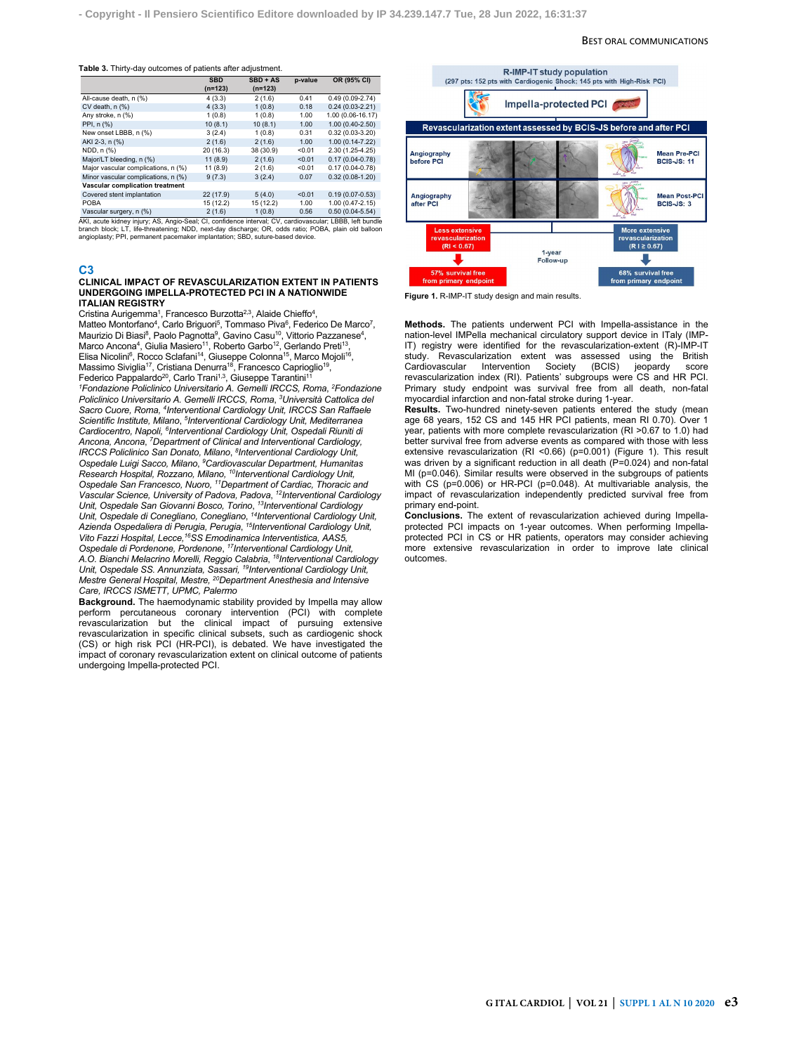**Table 3.** Thirty-day outcomes of patients after adjustment.

| | SBD (n=123) | SBD + AS (n=123) | p-value | OR (95% CI) |
|---|---|---|---|---|
| All-cause death, n (%) | 4 (3.3) | 2 (1.6) | 0.41 | 0.49 (0.09-2.74) |
| CV death, n (%) | 4 (3.3) | 1 (0.8) | 0.18 | 0.24 (0.03-2.21) |
| Any stroke, n (%) | 1 (0.8) | 1 (0.8) | 1.00 | 1.00 (0.06-16.17) |
| PPI, n (%) | 10 (8.1) | 10 (8.1) | 1.00 | 1.00 (0.40-2.50) |
| New onset LBBB, n (%) | 3 (2.4) | 1 (0.8) | 0.31 | 0.32 (0.03-3.20) |
| AKI 2-3, n (%) | 2 (1.6) | 2 (1.6) | 1.00 | 1.00 (0.14-7.22) |
| NDD, n (%) | 20 (16.3) | 38 (30.9) | <0.01 | 2.30 (1.25-4.25) |
| Major/LT bleeding, n (%) | 11 (8.9) | 2 (1.6) | <0.01 | 0.17 (0.04-0.78) |
| Major vascular complications, n (%) | 11 (8.9) | 2 (1.6) | <0.01 | 0.17 (0.04-0.78) |
| Minor vascular complications, n (%) | 9 (7.3) | 3 (2.4) | 0.07 | 0.32 (0.08-1.20) |
| **Vascular complication treatment** | | | | |
| Covered stent implantation | 22 (17.9) | 5 (4.0) | <0.01 | 0.19 (0.07-0.53) |
| POBA | 15 (12.2) | 15 (12.2) | 1.00 | 1.00 (0.47-2.15) |
| Vascular surgery, n (%) | 2 (1.6) | 1 (0.8) | 0.56 | 0.50 (0.04-5.54) |

AKI, acute kidney injury; AS, Angio-Seal; CI, confidence interval; CV, cardiovascular; LBBB, left bundle branch block; LT, life-threatening; NDD, next-day discharge; OR, odds ratio; POBA, plain old balloon angioplasty; PPI, permanent pacemaker implantation; SBD, suture-based device.

## C3

### CLINICAL IMPACT OF REVASCULARIZATION EXTENT IN PATIENTS UNDERGOING IMPELLA-PROTECTED PCI IN A NATIONWIDE ITALIAN REGISTRY

Cristina Aurigemma[1], Francesco Burzotta[2,3], Alaide Chieffo[4], Matteo Montorfano[4], Carlo Briguori[5], Tommaso Piva[6], Federico De Marco[7], Maurizio Di Biasi[8], Paolo Pagnotta[9], Gavino Casu[10], Vittorio Pazzanese[4], Marco Ancona[4], Giulia Masiero[11], Roberto Garbo[12], Gerlando Preti[13], Elisa Nicolini[6], Rocco Sclafani[14], Giuseppe Colonna[15], Marco Mojoli[16], Massimo Siviglia[17], Cristiana Denurra[18], Francesco Capriglio[19], Federico Pappalardo[20], Carlo Trani[1,3], Giuseppe Tarantini[11]

*[1]Fondazione Policlinico Universitario A. Gemelli IRCCS, Roma, [2]Fondazione Policlinico Universitario A. Gemelli IRCCS, Roma, [3]Università Cattolica del Sacro Cuore, Roma, [4]Interventional Cardiology Unit, IRCCS San Raffaele Scientific Institute, Milano, [5]Interventional Cardiology Unit, Mediterranea Cardiocentro, Napoli, [6]Interventional Cardiology Unit, Ospedali Riuniti di Ancona, Ancona, [7]Department of Clinical and Interventional Cardiology, IRCCS Policlinico San Donato, Milano, [8]Interventional Cardiology Unit, Ospedale Luigi Sacco, Milano, [9]Cardiovascular Department, Humanitas Research Hospital, Rozzano, Milano, [10]Interventional Cardiology Unit, Ospedale San Francesco, Nuoro, [11]Department of Cardiac, Thoracic and Vascular Science, University of Padova, Padova, [12]Interventional Cardiology Unit, Ospedale San Giovanni Bosco, Torino, [13]Interventional Cardiology Unit, Ospedale di Conegliano, Conegliano, [14]Interventional Cardiology Unit, Azienda Ospedaliera di Perugia, Perugia, [15]Interventional Cardiology Unit, Vito Fazzi Hospital, Lecce, [16]SS Emodinamica Interventistica, AAS5, Ospedale di Pordenone, Pordenone, [17]Interventional Cardiology Unit, A.O. Bianchi Melacrino Morelli, Reggio Calabria, [18]Interventional Cardiology Unit, Ospedale SS. Annunziata, Sassari, [19]Interventional Cardiology Unit, Mestre General Hospital, Mestre, [20]Department Anesthesia and Intensive Care, IRCCS ISMETT, UPMC, Palermo*

**Background.** The haemodynamic stability provided by Impella may allow perform percutaneous coronary intervention (PCI) with complete revascularization but the clinical impact of pursuing extensive revascularization in specific clinical subsets, such as cardiogenic shock (CS) or high risk PCI (HR-PCI), is debated. We have investigated the impact of coronary revascularization extent on clinical outcome of patients undergoing Impella-protected PCI.

R-IMP-IT study population
(297 pts: 152 pts with Cardiogenic Shock; 145 pts with High-Risk PCI)
Impella-protected PCI
Revascularization extent assessed by BCIS-JS before and after PCI
Angiography before PCI
Mean Pre-PCI BCIS-JS: 11
Angiography after PCI
Mean Post-PCI BCIS-JS: 3
Less extensive revascularization (RI < 0.67)
More extensive revascularization (R I ≥ 0.67)
1-year Follow-up
57% survival free from primary endpoint
68% survival free from primary endpoint

**Figure 1.** R-IMP-IT study design and main results.

**Methods.** The patients underwent PCI with Impella-assistance in the nation-level IMPella mechanical circulatory support device in ITaly (IMP-IT) registry were identified for the revascularization-extent (R)-IMP-IT study. Revascularization extent was assessed using the British Cardiovascular Intervention Society (BCIS) jeopardy score revascularization index (RI). Patients' subgroups were CS and HR PCI. Primary study endpoint was survival free from all death, non-fatal myocardial infarction and non-fatal stroke during 1-year.

**Results.** Two-hundred ninety-seven patients entered the study (mean age 68 years, 152 CS and 145 HR PCI patients, mean RI 0.70). Over 1 year, patients with more complete revascularization (RI >0.67 to 1.0) had better survival free from adverse events as compared with those with less extensive revascularization (RI <0.66) (p=0.001) (Figure 1). This result was driven by a significant reduction in all death (P=0.024) and non-fatal MI (p=0.046). Similar results were observed in the subgroups of patients with CS (p=0.006) or HR-PCI (p=0.048). At multivariable analysis, the impact of revascularization independently predicted survival free from primary end-point.

**Conclusions.** The extent of revascularization achieved during Impella-protected PCI impacts on 1-year outcomes. When performing Impella-protected PCI in CS or HR patients, operators may consider achieving more extensive revascularization in order to improve late clinical outcomes.